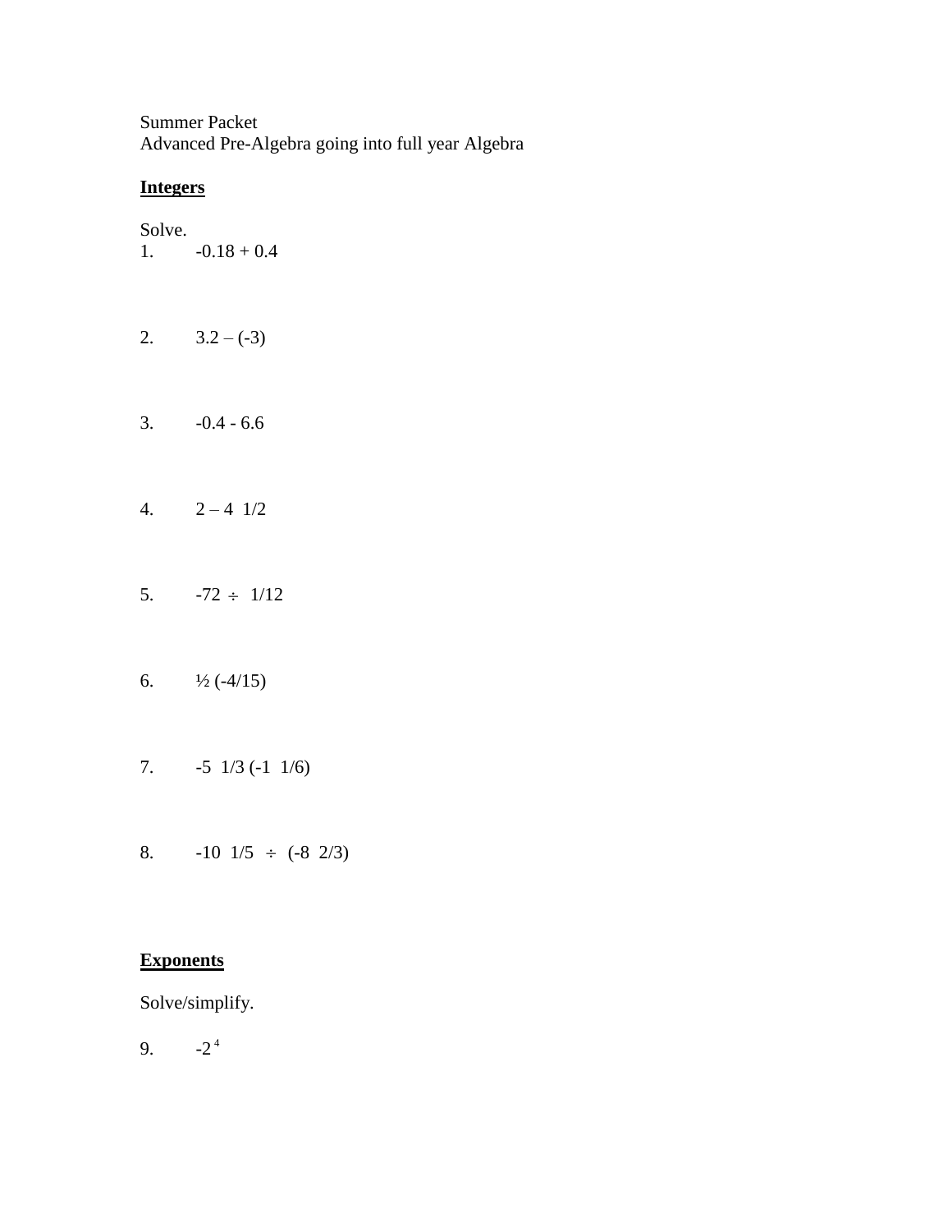Summer Packet
Advanced Pre-Algebra going into full year Algebra

**Integers**

Solve.

1. $-0.18 + 0.4$

2. $3.2 - (-3)$

3. $-0.4 - 6.6$

4. $2 - 4\ 1/2$

5. $-72 \div 1/12$

6. $\frac{1}{2}(-4/15)$

7. $-5\ 1/3\ (-1\ 1/6)$

8. $-10\ 1/5 \div (-8\ 2/3)$

**Exponents**

Solve/simplify.

9. $-2^4$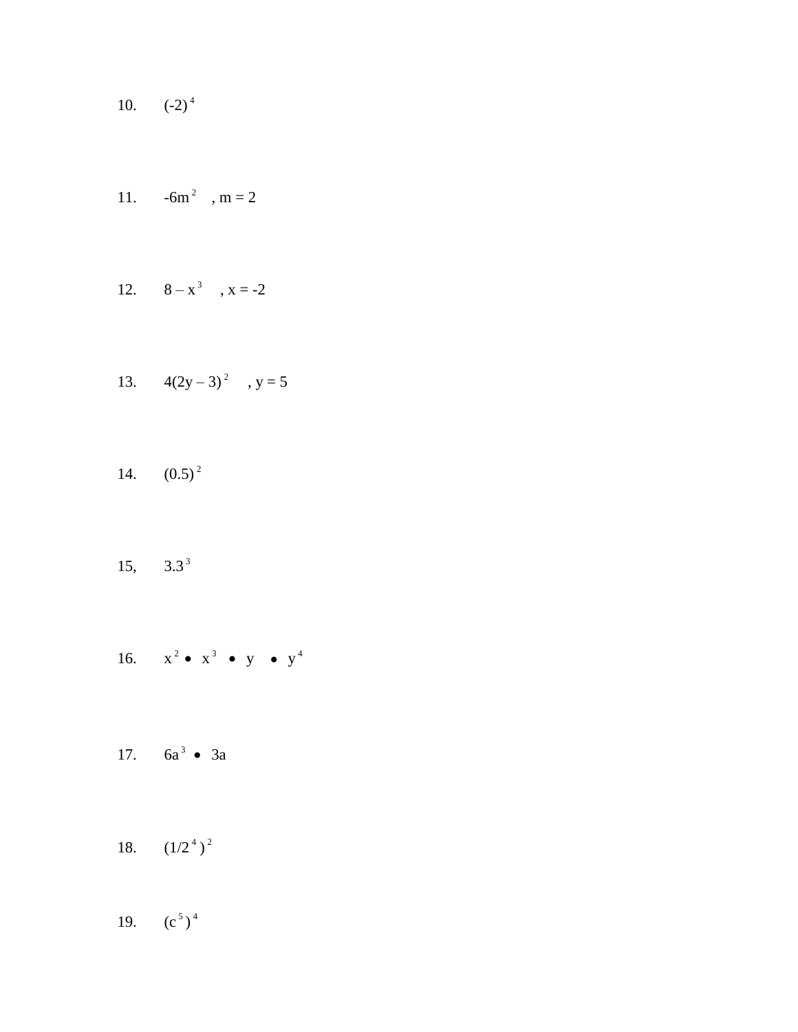10. $(-2)^4$

11. $-6m^2$ , $m = 2$

12. $8 - x^3$ , $x = -2$

13. $4(2y - 3)^2$ , $y = 5$

14. $(0.5)^2$

15, $3.3^3$

16. $x^2 \bullet x^3 \bullet y \bullet y^4$

17. $6a^3 \bullet 3a$

18. $(1/2^4)^2$

19. $(c^5)^4$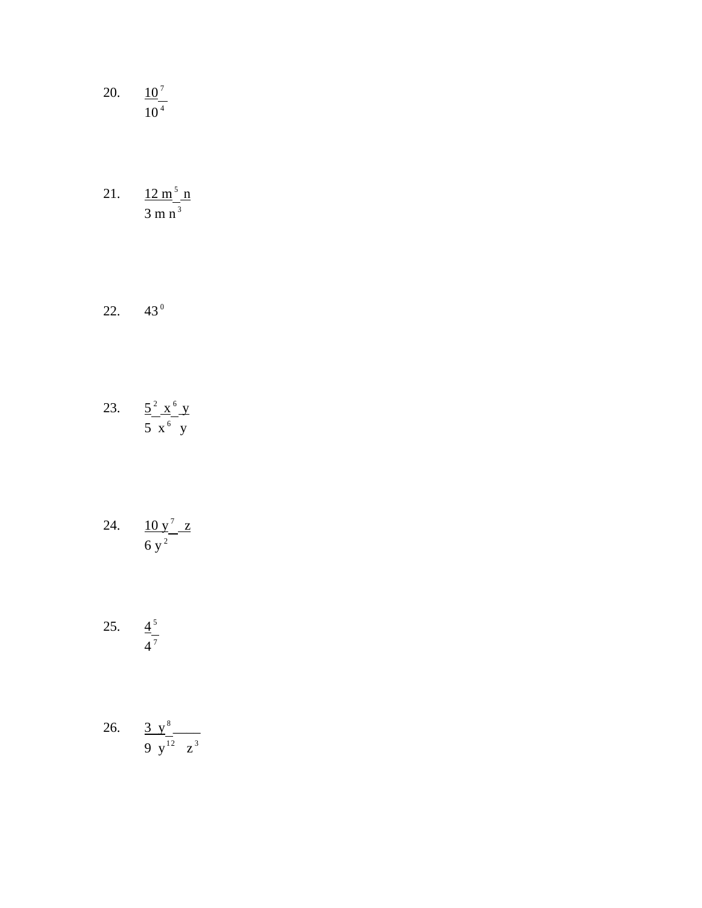20. $\dfrac{10^{7}}{10^{4}}$

21. $\dfrac{12\ m^{5}\ n}{3\ m\ n^{3}}$

22. $43^{0}$

23. $\dfrac{5^{2}\ x^{6}\ y}{5\ x^{6}\ y}$

24. $\dfrac{10\ y^{7}\ z}{6\ y^{2}}$

25. $\dfrac{4^{5}}{4^{7}}$

26. $\dfrac{3\ y^{8}}{9\ y^{12}\ z^{3}}$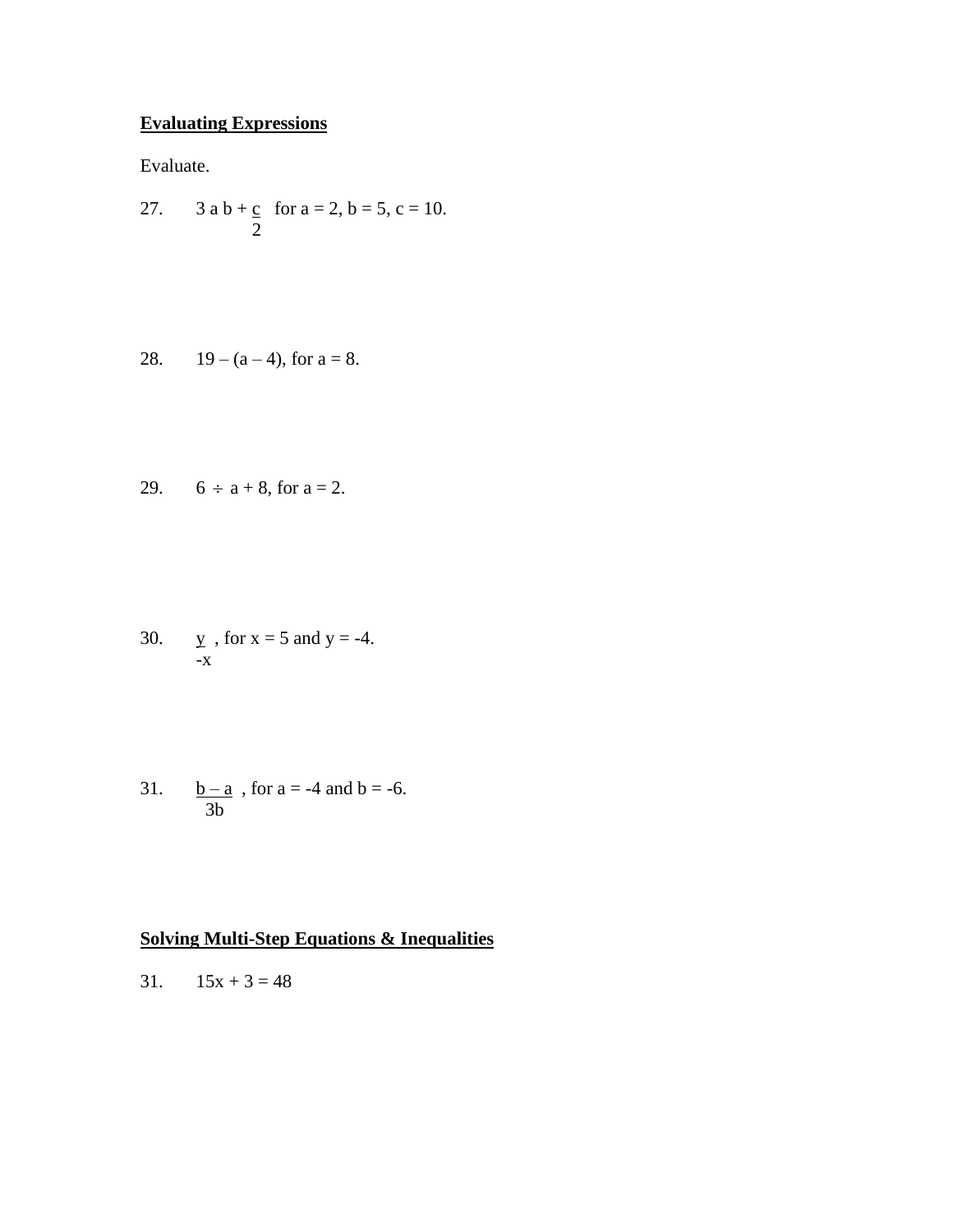**Evaluating Expressions**

Evaluate.

27. $3ab + \frac{c}{2}$ for $a = 2$, $b = 5$, $c = 10$.

28. $19 - (a - 4)$, for $a = 8$.

29. $6 \div a + 8$, for $a = 2$.

30. $\frac{y}{-x}$, for $x = 5$ and $y = -4$.

31. $\frac{b - a}{3b}$, for $a = -4$ and $b = -6$.

**Solving Multi-Step Equations & Inequalities**

31. $15x + 3 = 48$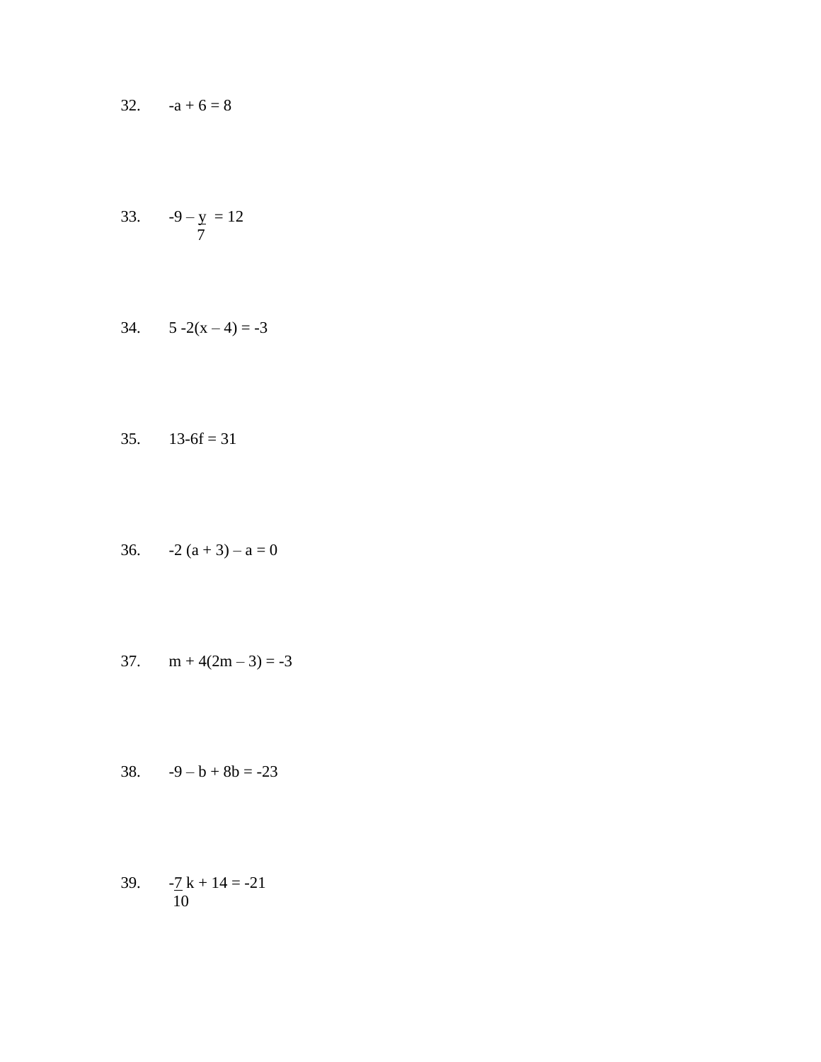32. $-a + 6 = 8$

33. $-9 - \frac{y}{7} = 12$

34. $5 - 2(x - 4) = -3$

35. $13 - 6f = 31$

36. $-2(a + 3) - a = 0$

37. $m + 4(2m - 3) = -3$

38. $-9 - b + 8b = -23$

39. $-\frac{7}{10}k + 14 = -21$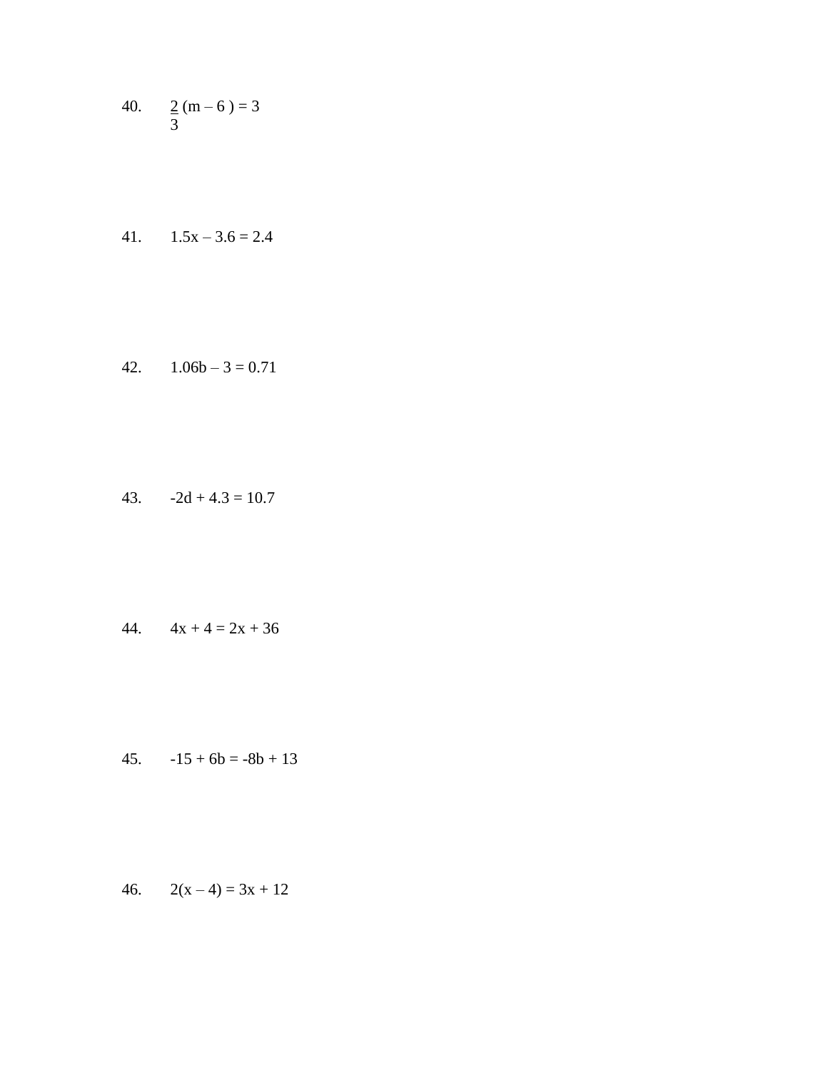40. $\frac{2}{3}(m - 6) = 3$

41. $1.5x - 3.6 = 2.4$

42. $1.06b - 3 = 0.71$

43. $-2d + 4.3 = 10.7$

44. $4x + 4 = 2x + 36$

45. $-15 + 6b = -8b + 13$

46. $2(x - 4) = 3x + 12$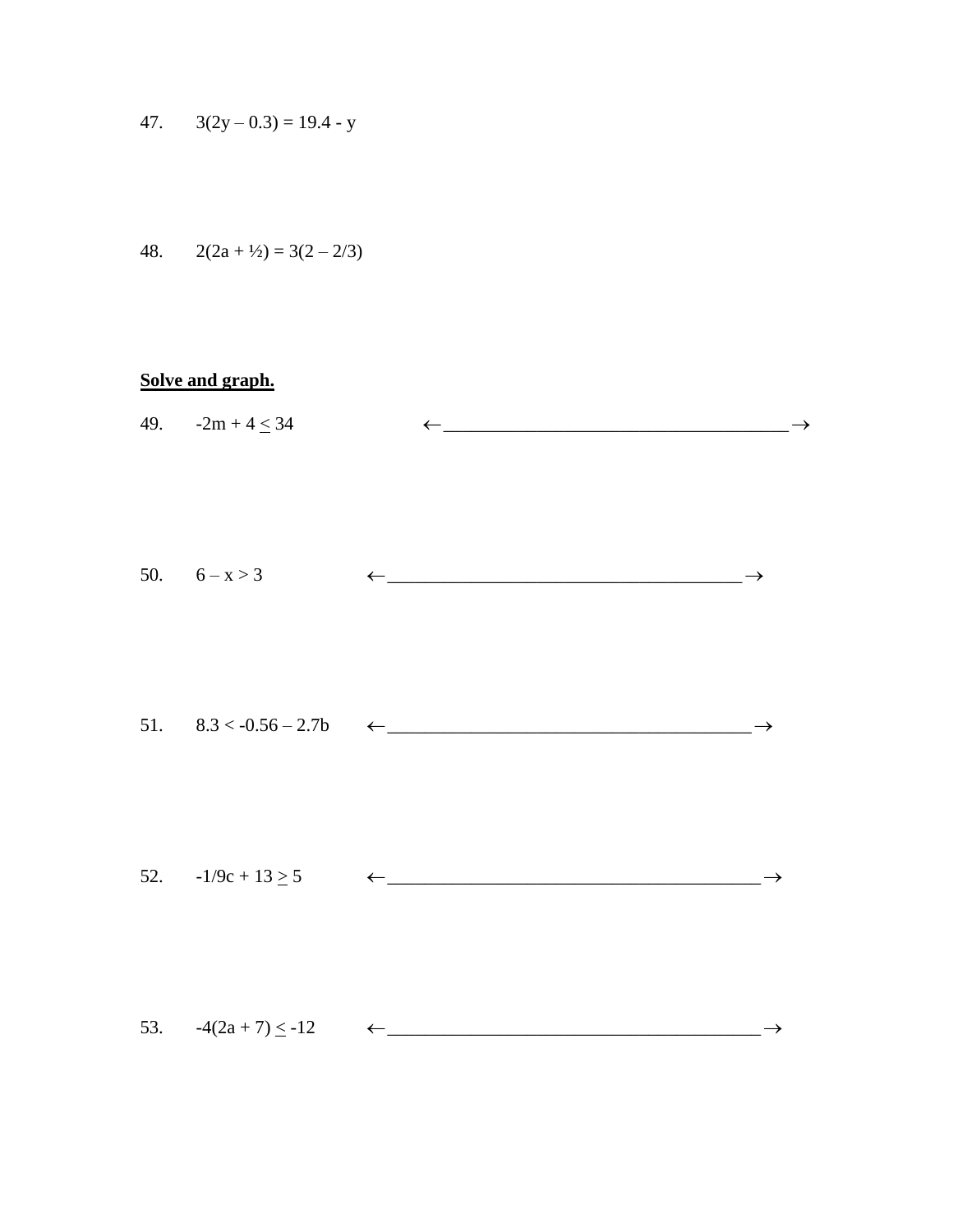47. $3(2y - 0.3) = 19.4 - y$

48. $2(2a + \frac{1}{2}) = 3(2 - 2/3)$

**Solve and graph.**

49. $-2m + 4 \leq 34$ ←________________________________________→

50. $6 - x > 3$ ←________________________________________→

51. $8.3 < -0.56 - 2.7b$ ←________________________________________→

52. $-1/9c + 13 \geq 5$ ←________________________________________→

53. $-4(2a + 7) \leq -12$ ←________________________________________→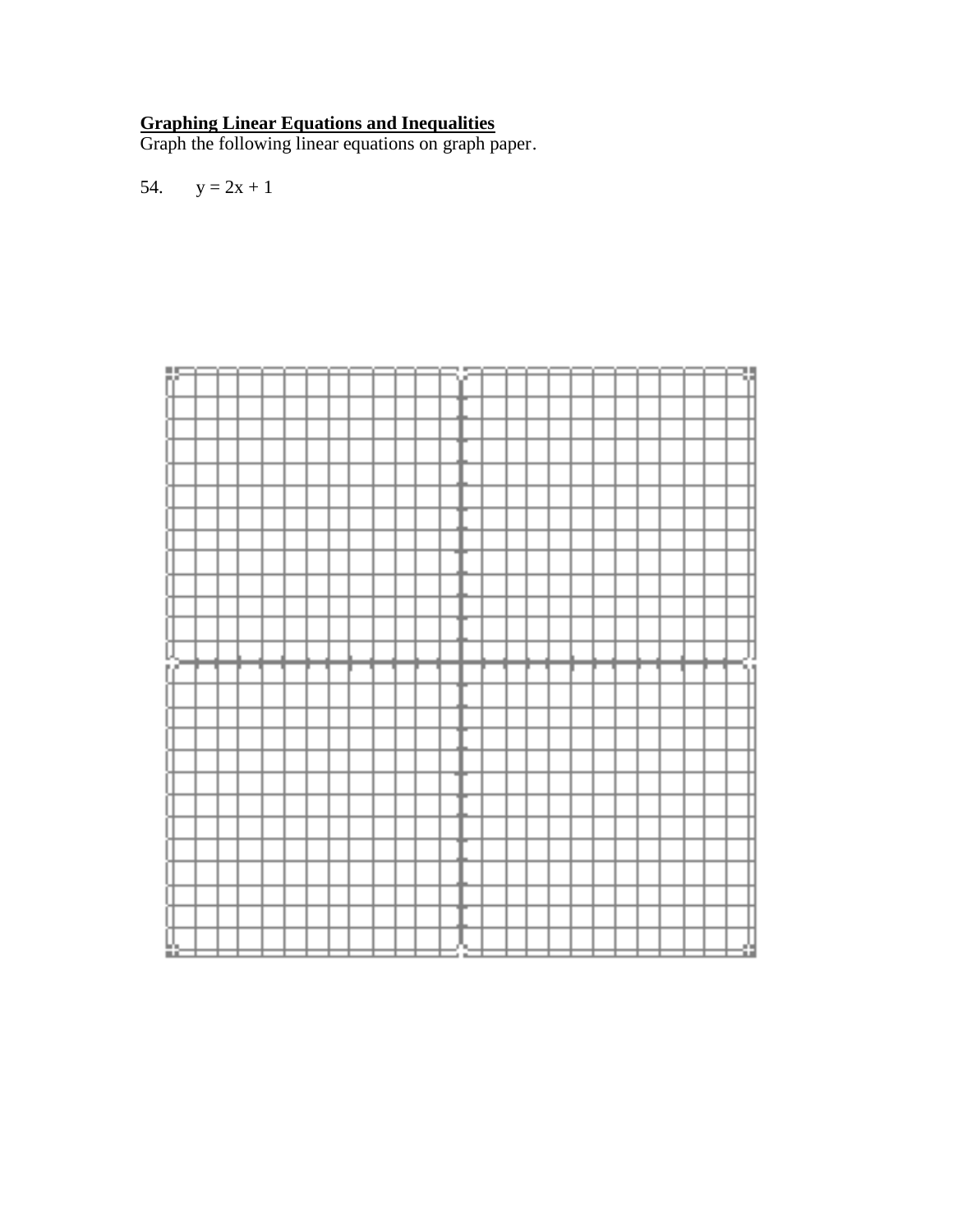**Graphing Linear Equations and Inequalities**

Graph the following linear equations on graph paper.

54. $y = 2x + 1$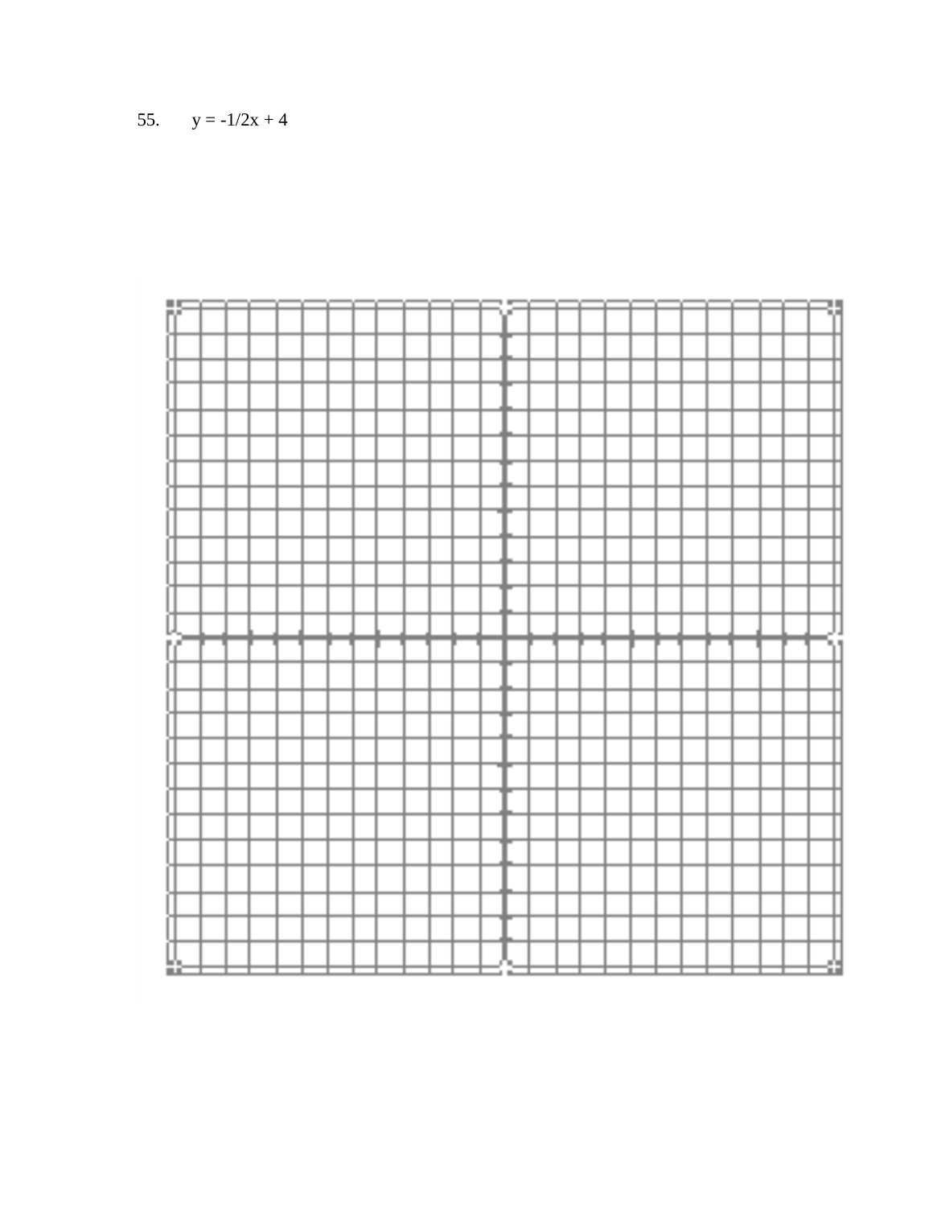55. $y = -1/2x + 4$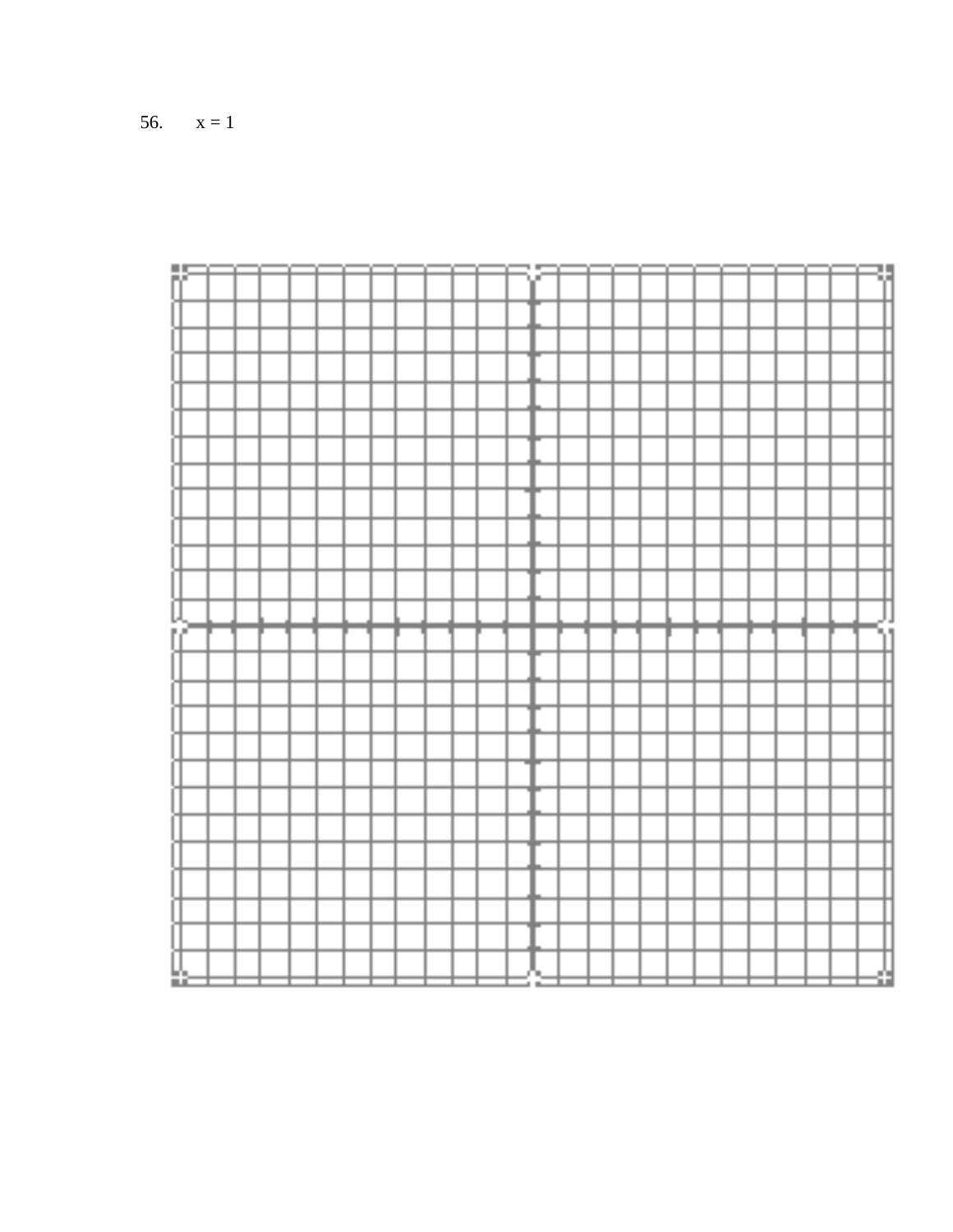56. $x = 1$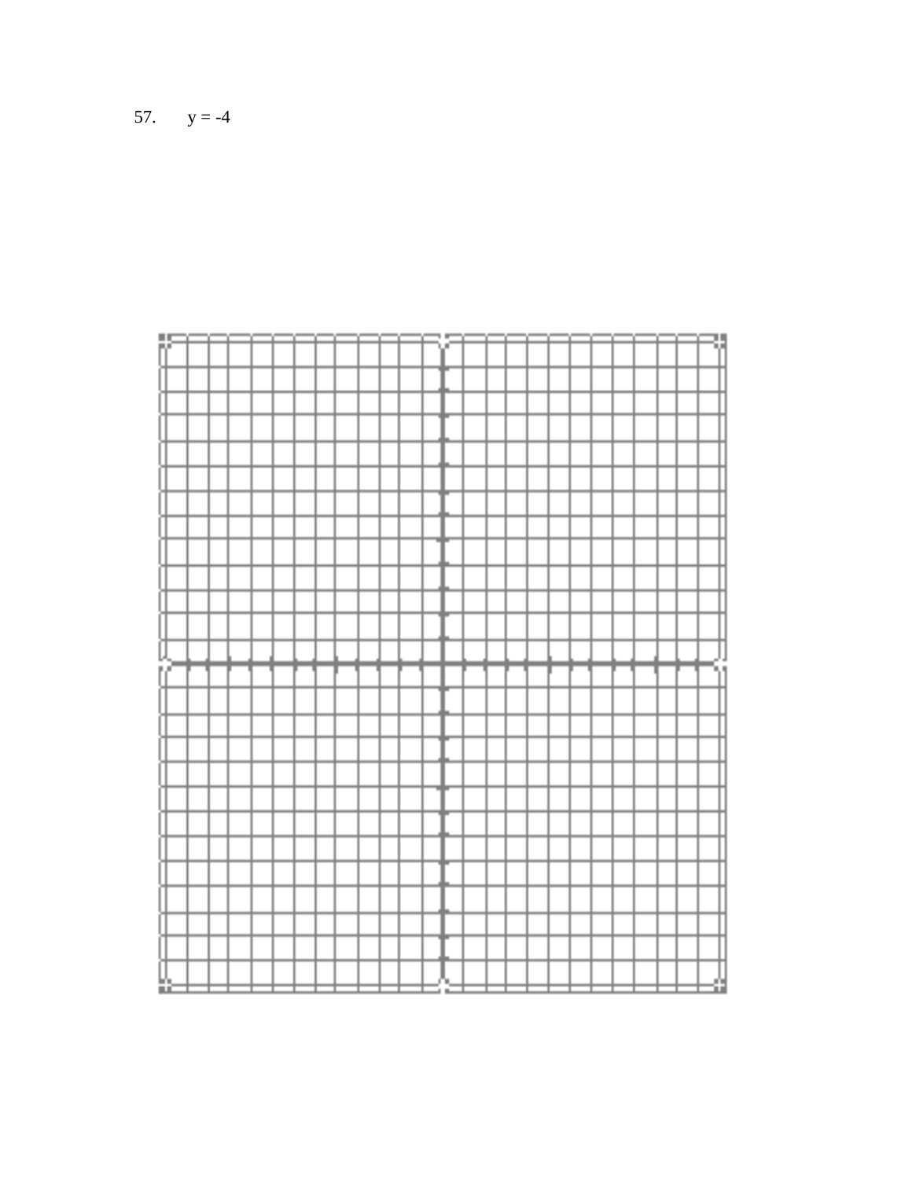57. $y = -4$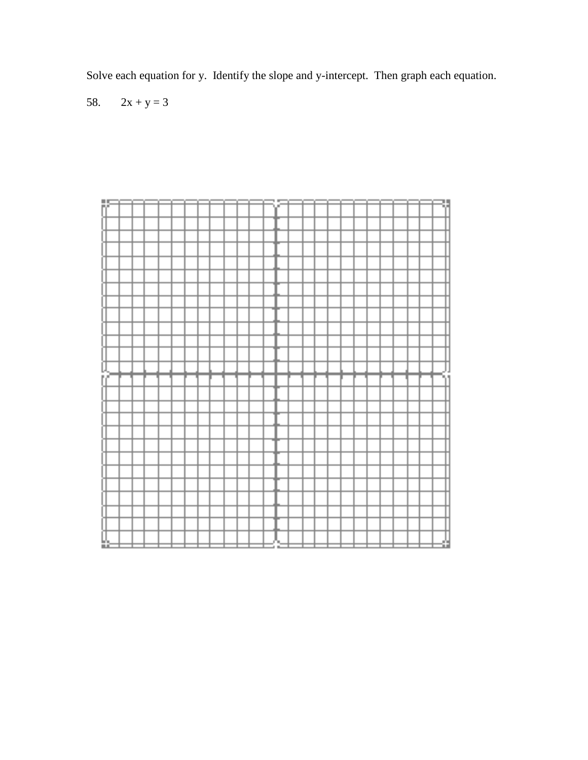Solve each equation for y. Identify the slope and y-intercept. Then graph each equation.

58. $2x + y = 3$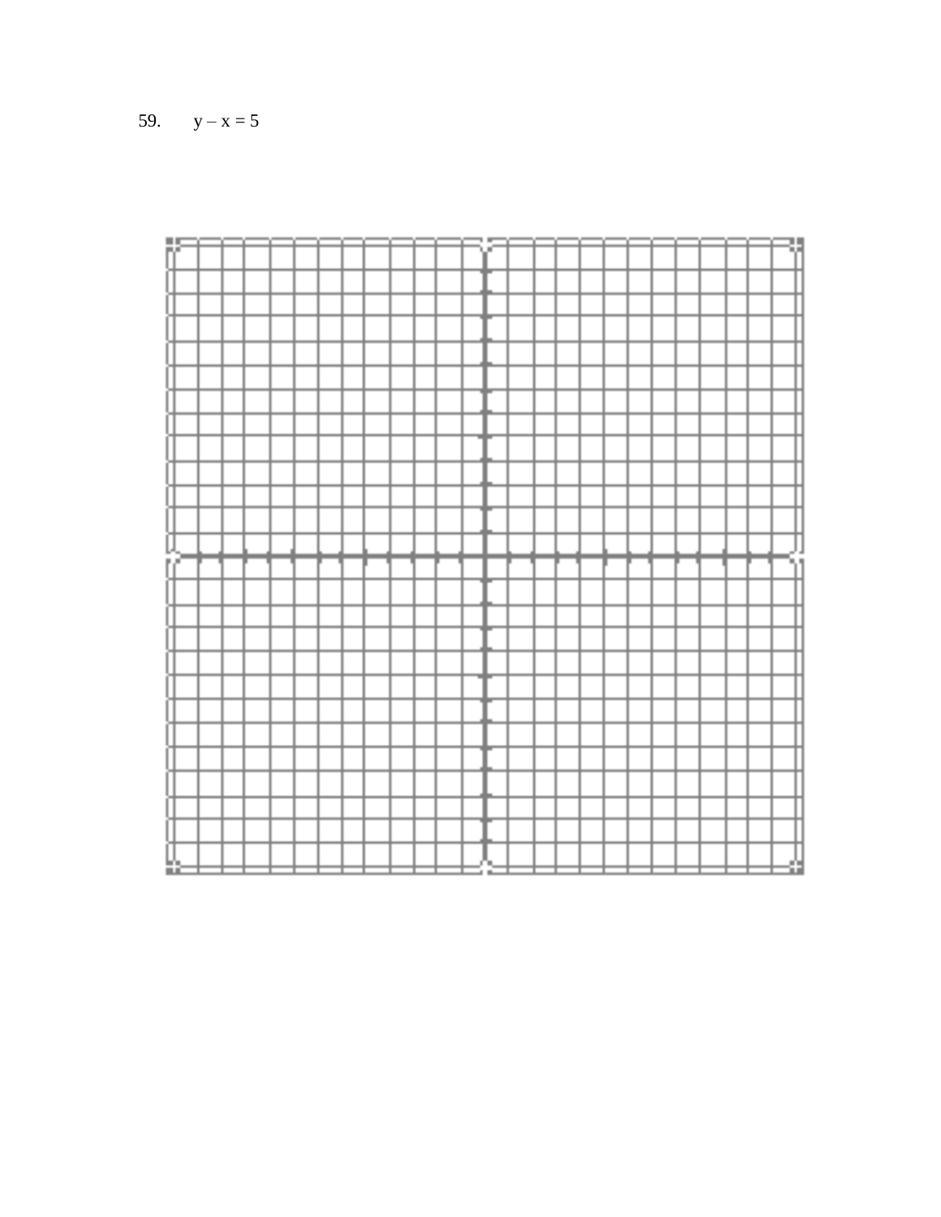59. $y – x = 5$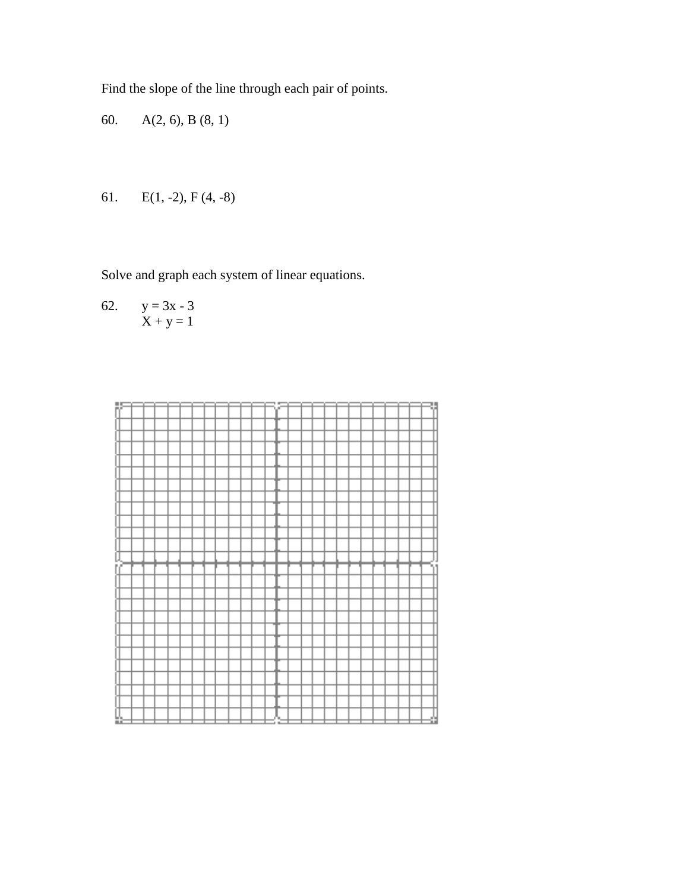Find the slope of the line through each pair of points.

60. A(2, 6), B (8, 1)

61. E(1, -2), F (4, -8)

Solve and graph each system of linear equations.

62. $y = 3x - 3$
$X + y = 1$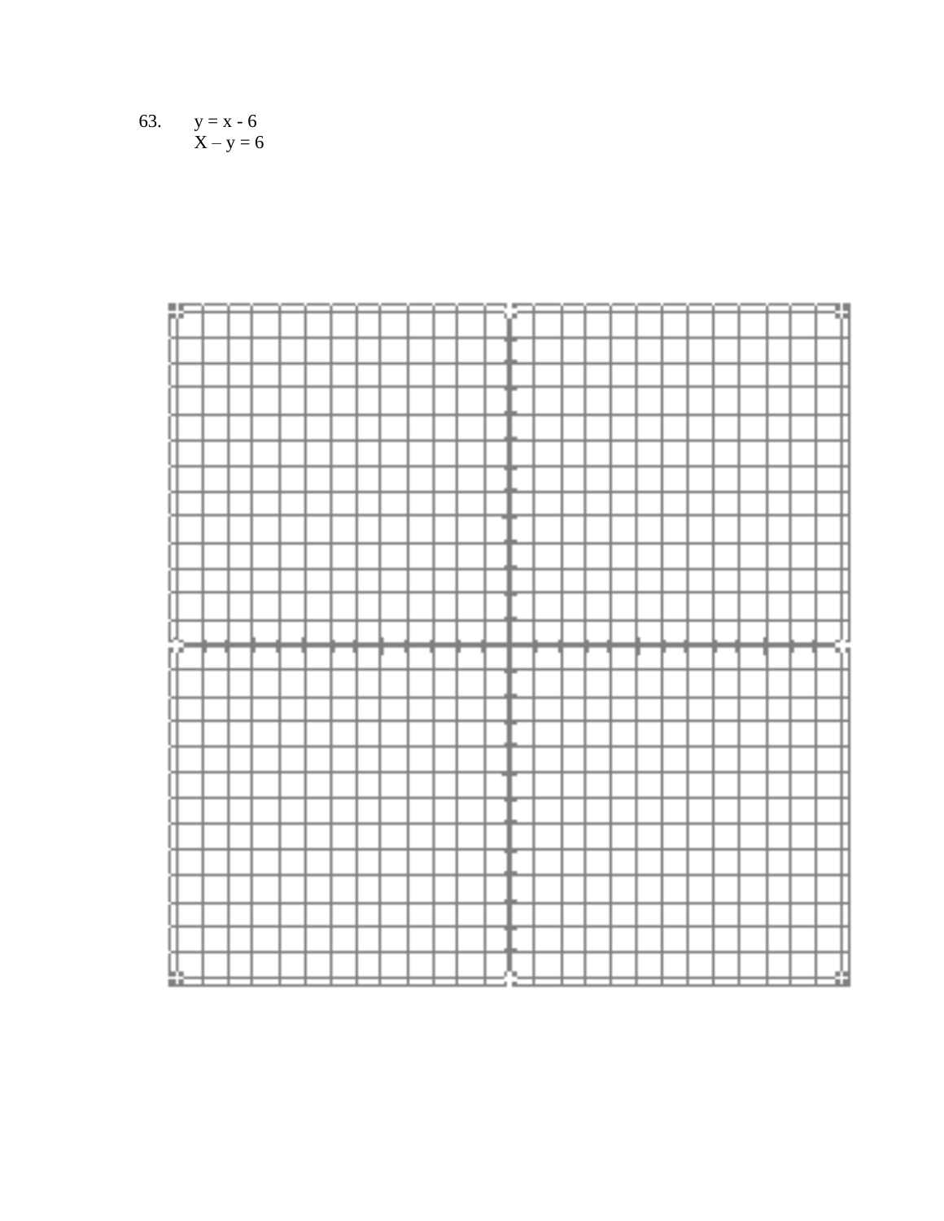63. $y = x - 6$

$X – y = 6$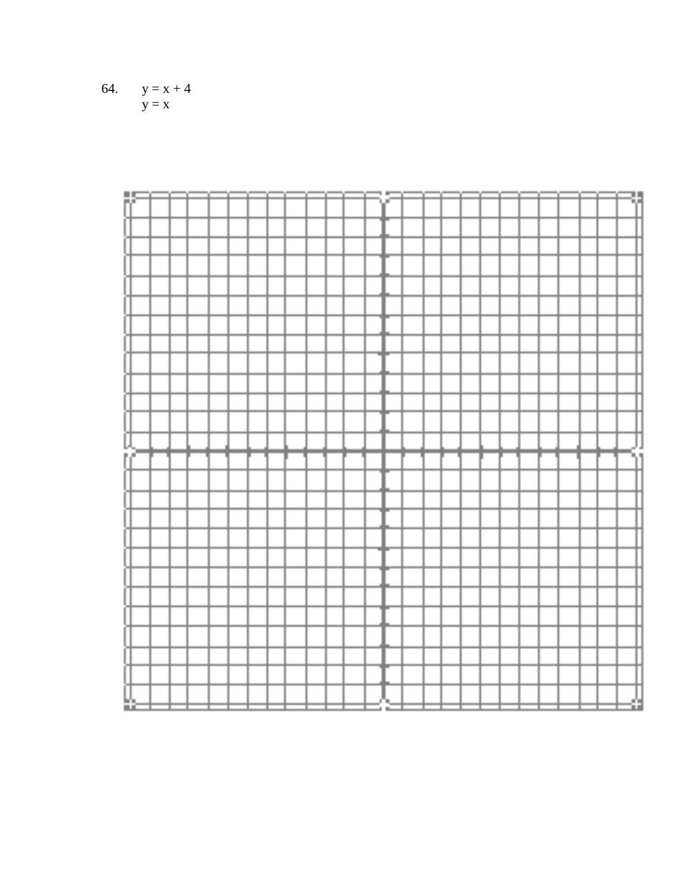64. $y = x + 4$

$y = x$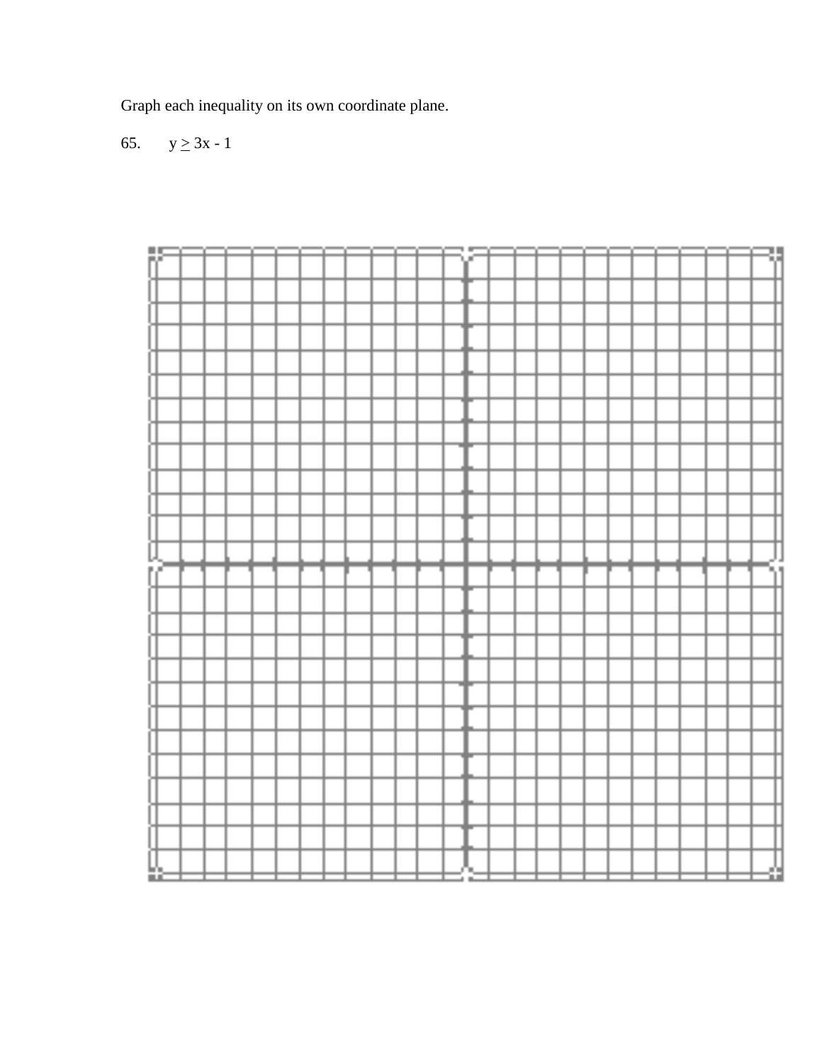Graph each inequality on its own coordinate plane.

65. $y \geq 3x - 1$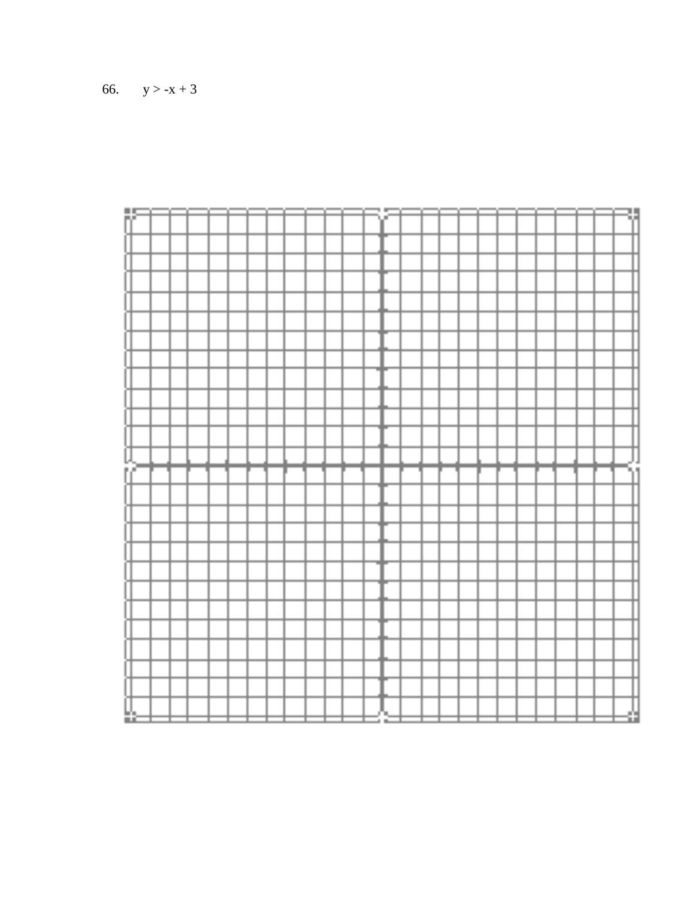66. $y > -x + 3$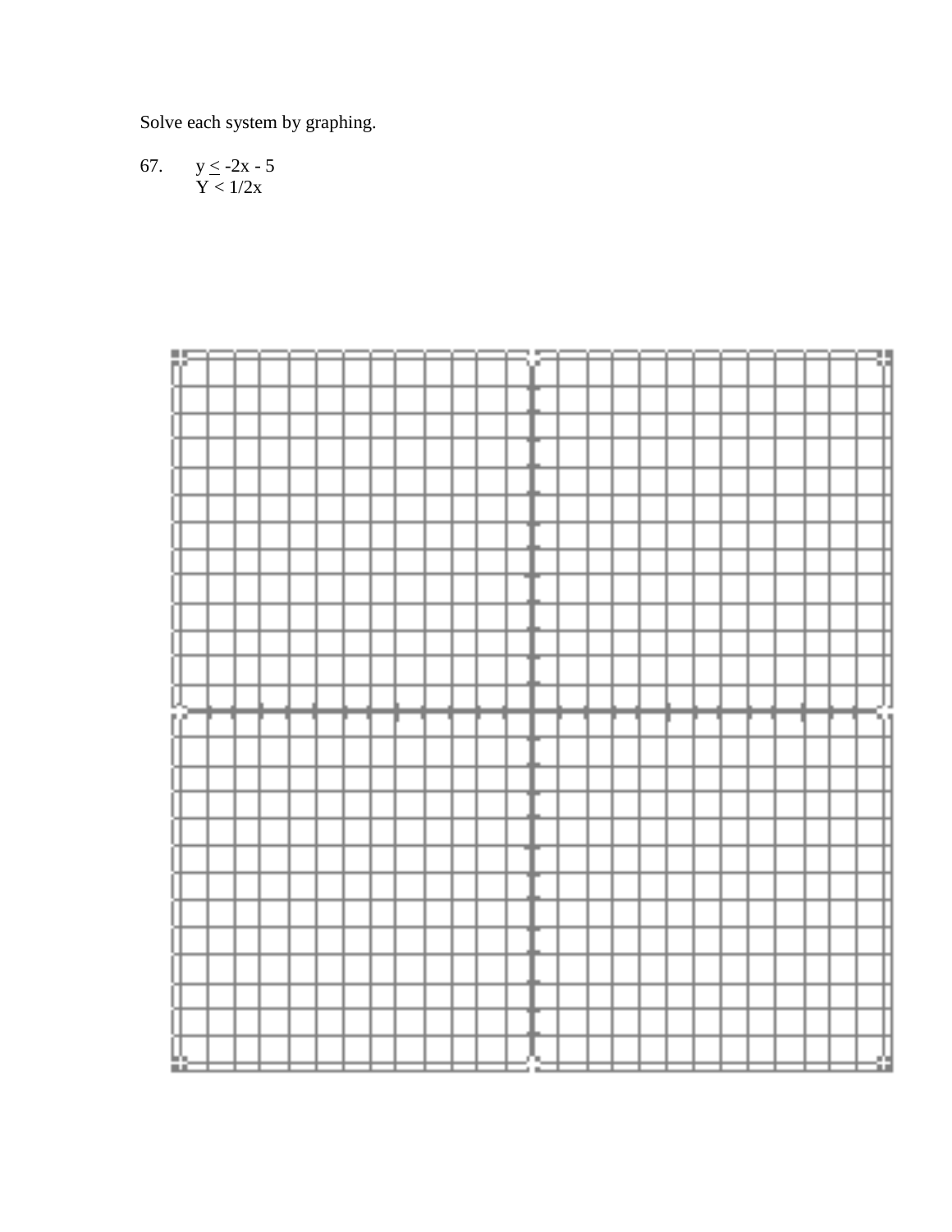Solve each system by graphing.

67. $y \leq -2x - 5$

$Y < 1/2x$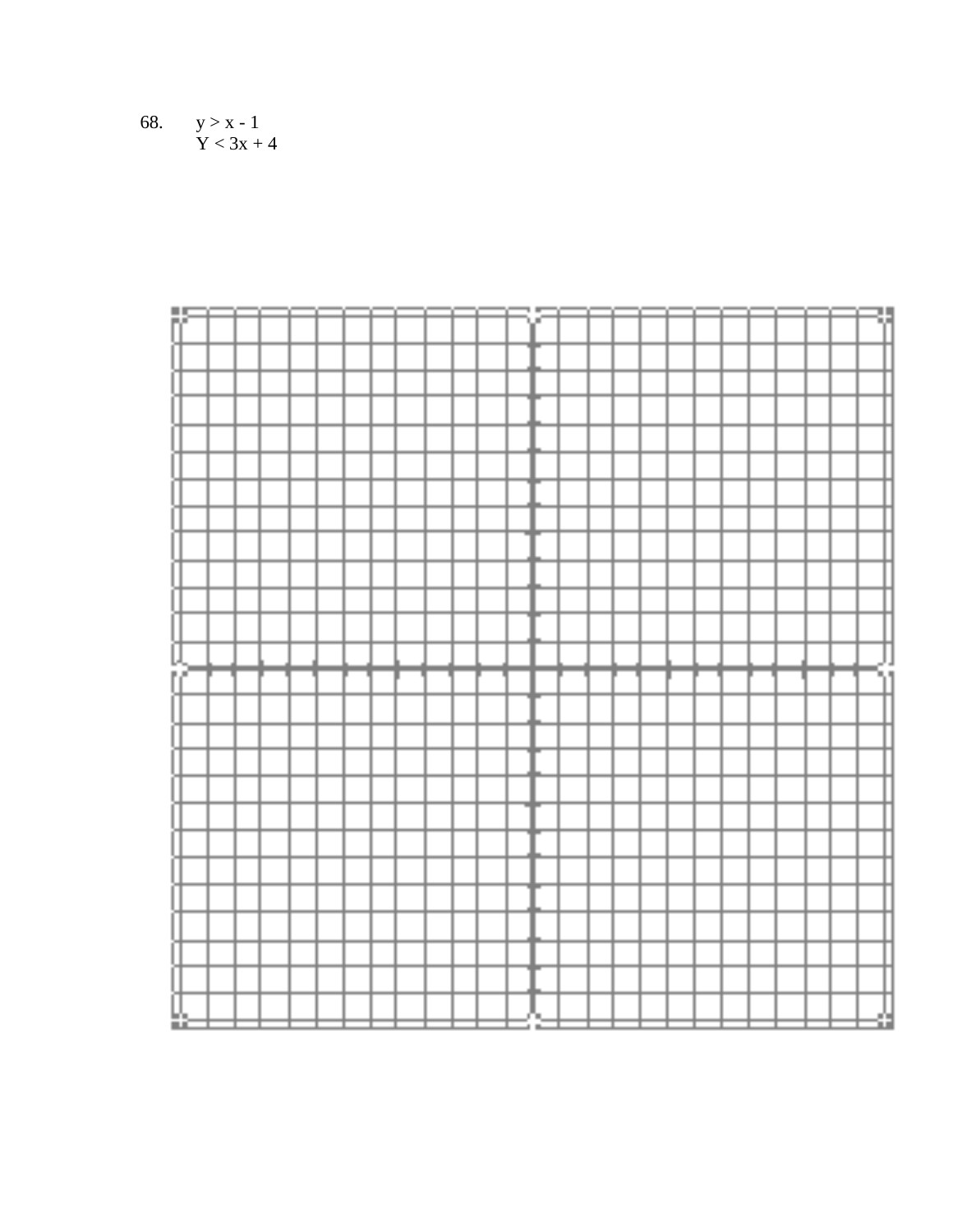68. $y > x - 1$

$Y < 3x + 4$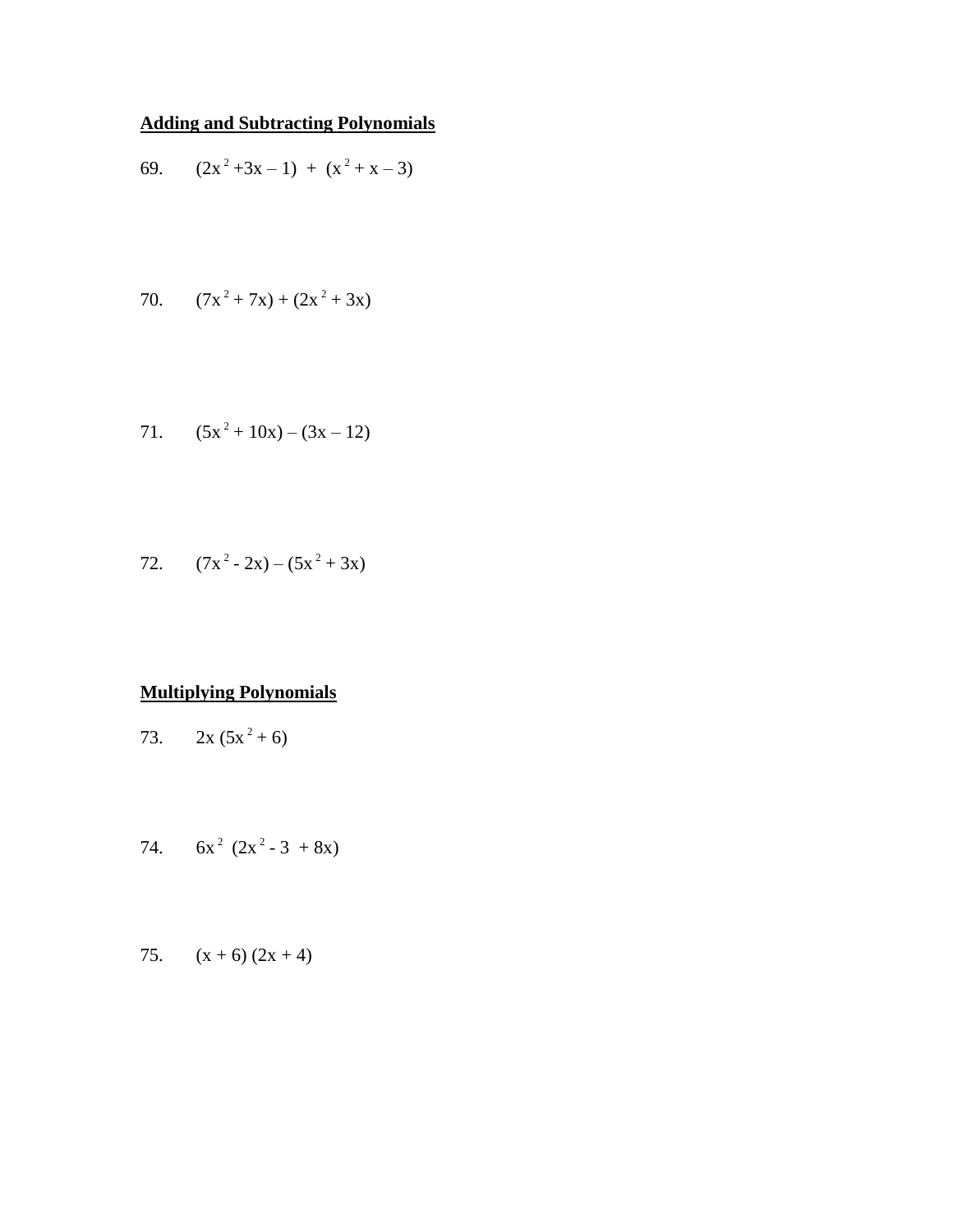**Adding and Subtracting Polynomials**

69. $(2x^2 + 3x - 1) + (x^2 + x - 3)$

70. $(7x^2 + 7x) + (2x^2 + 3x)$

71. $(5x^2 + 10x) - (3x - 12)$

72. $(7x^2 - 2x) - (5x^2 + 3x)$

**Multiplying Polynomials**

73. $2x(5x^2 + 6)$

74. $6x^2(2x^2 - 3 + 8x)$

75. $(x + 6)(2x + 4)$